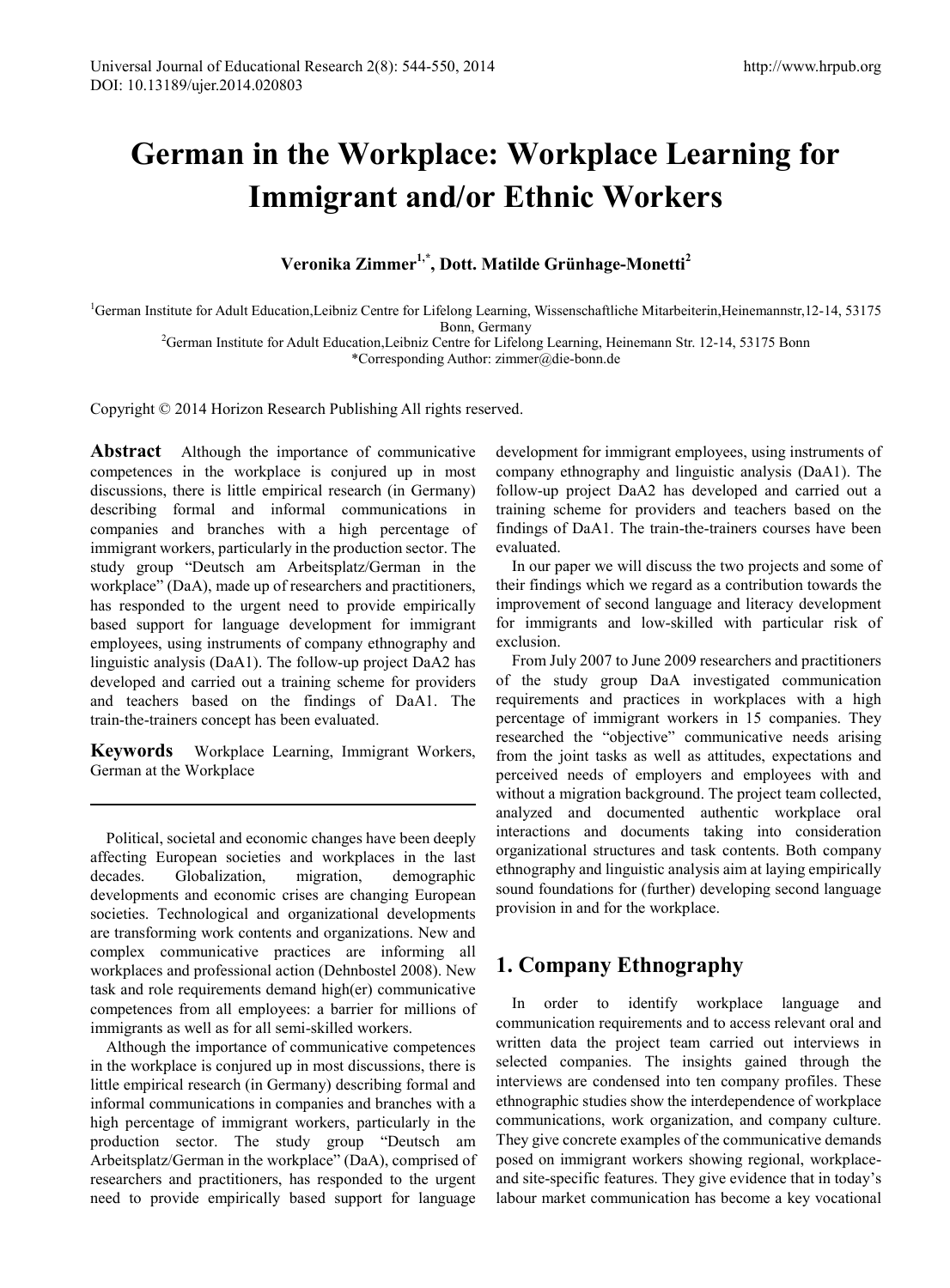# German in the Workplace: Workplace Learning for Immigrant and/or Ethnic Workers

**Veronika Zimmer[1,*], Dott. Matilde Grünhage-Monetti[2]**

[1]German Institute for Adult Education,Leibniz Centre for Lifelong Learning, Wissenschaftliche Mitarbeiterin,Heinemannstr,12-14, 53175 Bonn, Germany
[2]German Institute for Adult Education,Leibniz Centre for Lifelong Learning, Heinemann Str. 12-14, 53175 Bonn
*Corresponding Author: zimmer@die-bonn.de

Copyright © 2014 Horizon Research Publishing All rights reserved.

**Abstract** Although the importance of communicative competences in the workplace is conjured up in most discussions, there is little empirical research (in Germany) describing formal and informal communications in companies and branches with a high percentage of immigrant workers, particularly in the production sector. The study group "Deutsch am Arbeitsplatz/German in the workplace" (DaA), made up of researchers and practitioners, has responded to the urgent need to provide empirically based support for language development for immigrant employees, using instruments of company ethnography and linguistic analysis (DaA1). The follow-up project DaA2 has developed and carried out a training scheme for providers and teachers based on the findings of DaA1. The train-the-trainers concept has been evaluated.

**Keywords** Workplace Learning, Immigrant Workers, German at the Workplace

---

Political, societal and economic changes have been deeply affecting European societies and workplaces in the last decades. Globalization, migration, demographic developments and economic crises are changing European societies. Technological and organizational developments are transforming work contents and organizations. New and complex communicative practices are informing all workplaces and professional action (Dehnbostel 2008). New task and role requirements demand high(er) communicative competences from all employees: a barrier for millions of immigrants as well as for all semi-skilled workers.

Although the importance of communicative competences in the workplace is conjured up in most discussions, there is little empirical research (in Germany) describing formal and informal communications in companies and branches with a high percentage of immigrant workers, particularly in the production sector. The study group "Deutsch am Arbeitsplatz/German in the workplace" (DaA), comprised of researchers and practitioners, has responded to the urgent need to provide empirically based support for language development for immigrant employees, using instruments of company ethnography and linguistic analysis (DaA1). The follow-up project DaA2 has developed and carried out a training scheme for providers and teachers based on the findings of DaA1. The train-the-trainers courses have been evaluated.

In our paper we will discuss the two projects and some of their findings which we regard as a contribution towards the improvement of second language and literacy development for immigrants and low-skilled with particular risk of exclusion.

From July 2007 to June 2009 researchers and practitioners of the study group DaA investigated communication requirements and practices in workplaces with a high percentage of immigrant workers in 15 companies. They researched the "objective" communicative needs arising from the joint tasks as well as attitudes, expectations and perceived needs of employers and employees with and without a migration background. The project team collected, analyzed and documented authentic workplace oral interactions and documents taking into consideration organizational structures and task contents. Both company ethnography and linguistic analysis aim at laying empirically sound foundations for (further) developing second language provision in and for the workplace.

## 1. Company Ethnography

In order to identify workplace language and communication requirements and to access relevant oral and written data the project team carried out interviews in selected companies. The insights gained through the interviews are condensed into ten company profiles. These ethnographic studies show the interdependence of workplace communications, work organization, and company culture. They give concrete examples of the communicative demands posed on immigrant workers showing regional, workplace- and site-specific features. They give evidence that in today's labour market communication has become a key vocational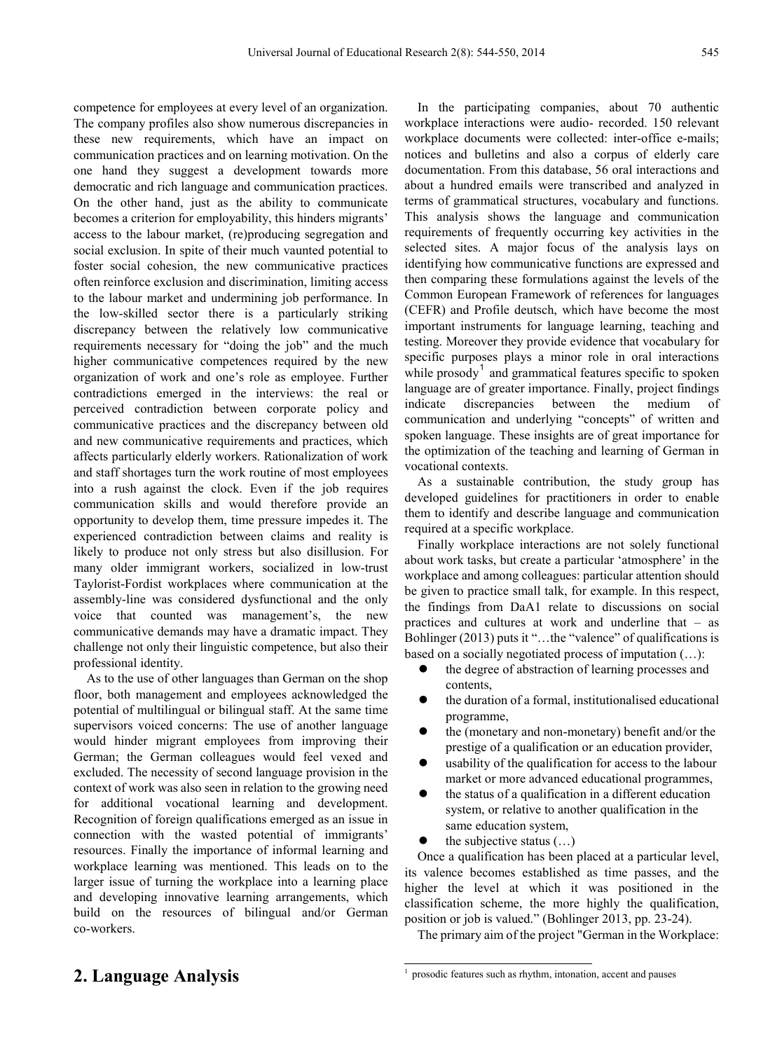competence for employees at every level of an organization. The company profiles also show numerous discrepancies in these new requirements, which have an impact on communication practices and on learning motivation. On the one hand they suggest a development towards more democratic and rich language and communication practices. On the other hand, just as the ability to communicate becomes a criterion for employability, this hinders migrants' access to the labour market, (re)producing segregation and social exclusion. In spite of their much vaunted potential to foster social cohesion, the new communicative practices often reinforce exclusion and discrimination, limiting access to the labour market and undermining job performance. In the low-skilled sector there is a particularly striking discrepancy between the relatively low communicative requirements necessary for "doing the job" and the much higher communicative competences required by the new organization of work and one's role as employee. Further contradictions emerged in the interviews: the real or perceived contradiction between corporate policy and communicative practices and the discrepancy between old and new communicative requirements and practices, which affects particularly elderly workers. Rationalization of work and staff shortages turn the work routine of most employees into a rush against the clock. Even if the job requires communication skills and would therefore provide an opportunity to develop them, time pressure impedes it. The experienced contradiction between claims and reality is likely to produce not only stress but also disillusion. For many older immigrant workers, socialized in low-trust Taylorist-Fordist workplaces where communication at the assembly-line was considered dysfunctional and the only voice that counted was management's, the new communicative demands may have a dramatic impact. They challenge not only their linguistic competence, but also their professional identity.

As to the use of other languages than German on the shop floor, both management and employees acknowledged the potential of multilingual or bilingual staff. At the same time supervisors voiced concerns: The use of another language would hinder migrant employees from improving their German; the German colleagues would feel vexed and excluded. The necessity of second language provision in the context of work was also seen in relation to the growing need for additional vocational learning and development. Recognition of foreign qualifications emerged as an issue in connection with the wasted potential of immigrants' resources. Finally the importance of informal learning and workplace learning was mentioned. This leads on to the larger issue of turning the workplace into a learning place and developing innovative learning arrangements, which build on the resources of bilingual and/or German co-workers.

## 2. Language Analysis

In the participating companies, about 70 authentic workplace interactions were audio- recorded. 150 relevant workplace documents were collected: inter-office e-mails; notices and bulletins and also a corpus of elderly care documentation. From this database, 56 oral interactions and about a hundred emails were transcribed and analyzed in terms of grammatical structures, vocabulary and functions. This analysis shows the language and communication requirements of frequently occurring key activities in the selected sites. A major focus of the analysis lays on identifying how communicative functions are expressed and then comparing these formulations against the levels of the Common European Framework of references for languages (CEFR) and Profile deutsch, which have become the most important instruments for language learning, teaching and testing. Moreover they provide evidence that vocabulary for specific purposes plays a minor role in oral interactions while prosody[1] and grammatical features specific to spoken language are of greater importance. Finally, project findings indicate discrepancies between the medium of communication and underlying "concepts" of written and spoken language. These insights are of great importance for the optimization of the teaching and learning of German in vocational contexts.

As a sustainable contribution, the study group has developed guidelines for practitioners in order to enable them to identify and describe language and communication required at a specific workplace.

Finally workplace interactions are not solely functional about work tasks, but create a particular 'atmosphere' in the workplace and among colleagues: particular attention should be given to practice small talk, for example. In this respect, the findings from DaA1 relate to discussions on social practices and cultures at work and underline that – as Bohlinger (2013) puts it "…the "valence" of qualifications is based on a socially negotiated process of imputation (…):

- the degree of abstraction of learning processes and contents,
- the duration of a formal, institutionalised educational programme,
- the (monetary and non-monetary) benefit and/or the prestige of a qualification or an education provider,
- usability of the qualification for access to the labour market or more advanced educational programmes,
- the status of a qualification in a different education system, or relative to another qualification in the same education system,
- the subjective status (…)

Once a qualification has been placed at a particular level, its valence becomes established as time passes, and the higher the level at which it was positioned in the classification scheme, the more highly the qualification, position or job is valued." (Bohlinger 2013, pp. 23-24).

The primary aim of the project "German in the Workplace:

[1] prosodic features such as rhythm, intonation, accent and pauses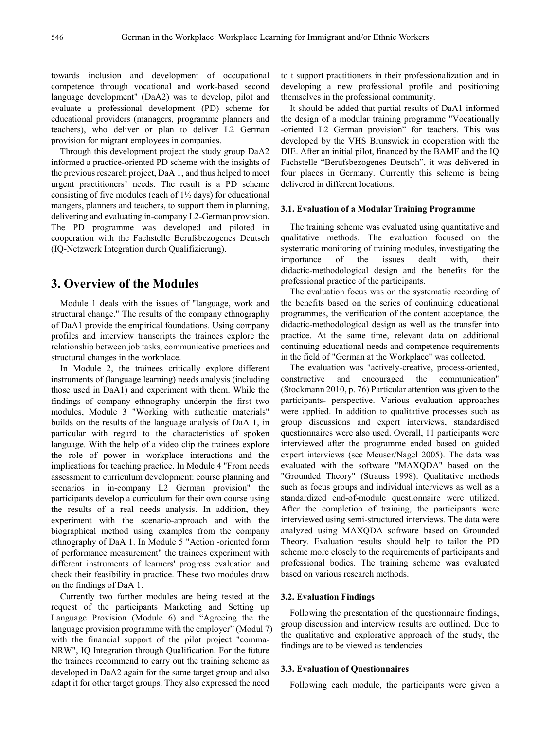towards inclusion and development of occupational competence through vocational and work-based second language development" (DaA2) was to develop, pilot and evaluate a professional development (PD) scheme for educational providers (managers, programme planners and teachers), who deliver or plan to deliver L2 German provision for migrant employees in companies.

Through this development project the study group DaA2 informed a practice-oriented PD scheme with the insights of the previous research project, DaA 1, and thus helped to meet urgent practitioners' needs. The result is a PD scheme consisting of five modules (each of 1½ days) for educational mangers, planners and teachers, to support them in planning, delivering and evaluating in-company L2-German provision. The PD programme was developed and piloted in cooperation with the Fachstelle Berufsbezogenes Deutsch (IQ-Netzwerk Integration durch Qualifizierung).

## 3. Overview of the Modules

Module 1 deals with the issues of "language, work and structural change." The results of the company ethnography of DaA1 provide the empirical foundations. Using company profiles and interview transcripts the trainees explore the relationship between job tasks, communicative practices and structural changes in the workplace.

In Module 2, the trainees critically explore different instruments of (language learning) needs analysis (including those used in DaA1) and experiment with them. While the findings of company ethnography underpin the first two modules, Module 3 "Working with authentic materials" builds on the results of the language analysis of DaA 1, in particular with regard to the characteristics of spoken language. With the help of a video clip the trainees explore the role of power in workplace interactions and the implications for teaching practice. In Module 4 "From needs assessment to curriculum development: course planning and scenarios in in-company L2 German provision" the participants develop a curriculum for their own course using the results of a real needs analysis. In addition, they experiment with the scenario-approach and with the biographical method using examples from the company ethnography of DaA 1. In Module 5 "Action -oriented form of performance measurement" the trainees experiment with different instruments of learners' progress evaluation and check their feasibility in practice. These two modules draw on the findings of DaA 1.

Currently two further modules are being tested at the request of the participants Marketing and Setting up Language Provision (Module 6) and "Agreeing the the language provision programme with the employer" (Modul 7) with the financial support of the pilot project "comma-NRW", IQ Integration through Qualification. For the future the trainees recommend to carry out the training scheme as developed in DaA2 again for the same target group and also adapt it for other target groups. They also expressed the need to t support practitioners in their professionalization and in developing a new professional profile and positioning themselves in the professional community.

It should be added that partial results of DaA1 informed the design of a modular training programme "Vocationally -oriented L2 German provision" for teachers. This was developed by the VHS Brunswick in cooperation with the DIE. After an initial pilot, financed by the BAMF and the IQ Fachstelle "Berufsbezogenes Deutsch", it was delivered in four places in Germany. Currently this scheme is being delivered in different locations.

### 3.1. Evaluation of a Modular Training Programme

The training scheme was evaluated using quantitative and qualitative methods. The evaluation focused on the systematic monitoring of training modules, investigating the importance of the issues dealt with, their didactic-methodological design and the benefits for the professional practice of the participants.

The evaluation focus was on the systematic recording of the benefits based on the series of continuing educational programmes, the verification of the content acceptance, the didactic-methodological design as well as the transfer into practice. At the same time, relevant data on additional continuing educational needs and competence requirements in the field of "German at the Workplace" was collected.

The evaluation was "actively-creative, process-oriented, constructive and encouraged the communication" (Stockmann 2010, p. 76) Particular attention was given to the participants- perspective. Various evaluation approaches were applied. In addition to qualitative processes such as group discussions and expert interviews, standardised questionnaires were also used. Overall, 11 participants were interviewed after the programme ended based on guided expert interviews (see Meuser/Nagel 2005). The data was evaluated with the software "MAXQDA" based on the "Grounded Theory" (Strauss 1998). Qualitative methods such as focus groups and individual interviews as well as a standardized end-of-module questionnaire were utilized. After the completion of training, the participants were interviewed using semi-structured interviews. The data were analyzed using MAXQDA software based on Grounded Theory. Evaluation results should help to tailor the PD scheme more closely to the requirements of participants and professional bodies. The training scheme was evaluated based on various research methods.

### 3.2. Evaluation Findings

Following the presentation of the questionnaire findings, group discussion and interview results are outlined. Due to the qualitative and explorative approach of the study, the findings are to be viewed as tendencies

### 3.3. Evaluation of Questionnaires

Following each module, the participants were given a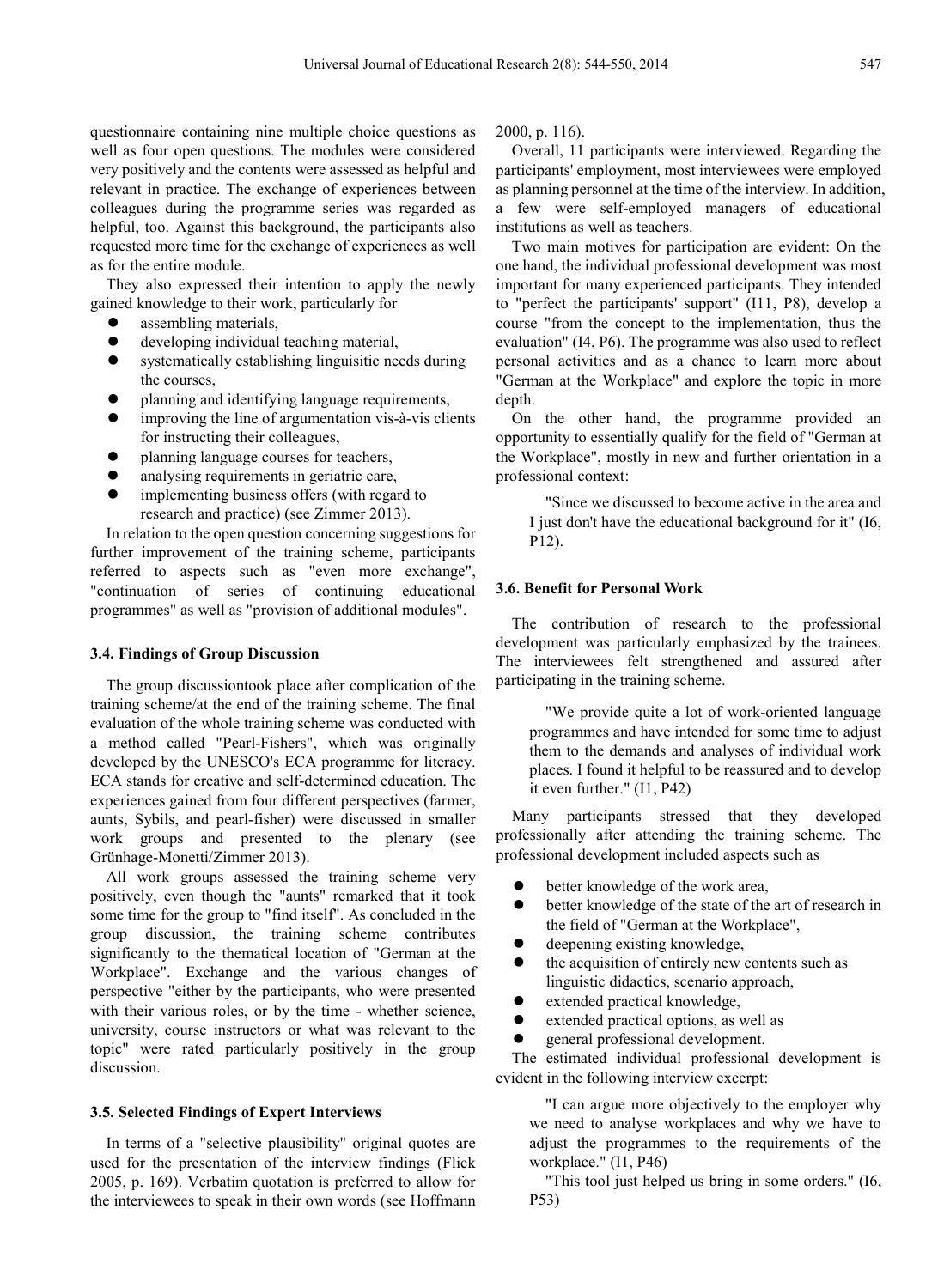questionnaire containing nine multiple choice questions as well as four open questions. The modules were considered very positively and the contents were assessed as helpful and relevant in practice. The exchange of experiences between colleagues during the programme series was regarded as helpful, too. Against this background, the participants also requested more time for the exchange of experiences as well as for the entire module.

They also expressed their intention to apply the newly gained knowledge to their work, particularly for

- assembling materials,
- developing individual teaching material,
- systematically establishing linguisitic needs during the courses,
- planning and identifying language requirements,
- improving the line of argumentation vis-à-vis clients for instructing their colleagues,
- planning language courses for teachers,
- analysing requirements in geriatric care,
- implementing business offers (with regard to research and practice) (see Zimmer 2013).

In relation to the open question concerning suggestions for further improvement of the training scheme, participants referred to aspects such as "even more exchange", "continuation of series of continuing educational programmes" as well as "provision of additional modules".

### 3.4. Findings of Group Discussion

The group discussiontook place after complication of the training scheme/at the end of the training scheme. The final evaluation of the whole training scheme was conducted with a method called "Pearl-Fishers", which was originally developed by the UNESCO's ECA programme for literacy. ECA stands for creative and self-determined education. The experiences gained from four different perspectives (farmer, aunts, Sybils, and pearl-fisher) were discussed in smaller work groups and presented to the plenary (see Grünhage-Monetti/Zimmer 2013).

All work groups assessed the training scheme very positively, even though the "aunts" remarked that it took some time for the group to "find itself". As concluded in the group discussion, the training scheme contributes significantly to the thematical location of "German at the Workplace". Exchange and the various changes of perspective "either by the participants, who were presented with their various roles, or by the time - whether science, university, course instructors or what was relevant to the topic" were rated particularly positively in the group discussion.

### 3.5. Selected Findings of Expert Interviews

In terms of a "selective plausibility" original quotes are used for the presentation of the interview findings (Flick 2005, p. 169). Verbatim quotation is preferred to allow for the interviewees to speak in their own words (see Hoffmann 2000, p. 116).

Overall, 11 participants were interviewed. Regarding the participants' employment, most interviewees were employed as planning personnel at the time of the interview. In addition, a few were self-employed managers of educational institutions as well as teachers.

Two main motives for participation are evident: On the one hand, the individual professional development was most important for many experienced participants. They intended to "perfect the participants' support" (I11, P8), develop a course "from the concept to the implementation, thus the evaluation" (I4, P6). The programme was also used to reflect personal activities and as a chance to learn more about "German at the Workplace" and explore the topic in more depth.

On the other hand, the programme provided an opportunity to essentially qualify for the field of "German at the Workplace", mostly in new and further orientation in a professional context:

> "Since we discussed to become active in the area and I just don't have the educational background for it" (I6, P12).

### 3.6. Benefit for Personal Work

The contribution of research to the professional development was particularly emphasized by the trainees. The interviewees felt strengthened and assured after participating in the training scheme.

> "We provide quite a lot of work-oriented language programmes and have intended for some time to adjust them to the demands and analyses of individual work places. I found it helpful to be reassured and to develop it even further." (I1, P42)

Many participants stressed that they developed professionally after attending the training scheme. The professional development included aspects such as

- better knowledge of the work area,
- better knowledge of the state of the art of research in the field of "German at the Workplace",
- deepening existing knowledge,
- the acquisition of entirely new contents such as linguistic didactics, scenario approach,
- extended practical knowledge,
- extended practical options, as well as
- general professional development.

The estimated individual professional development is evident in the following interview excerpt:

> "I can argue more objectively to the employer why we need to analyse workplaces and why we have to adjust the programmes to the requirements of the workplace." (I1, P46)
>
> "This tool just helped us bring in some orders." (I6, P53)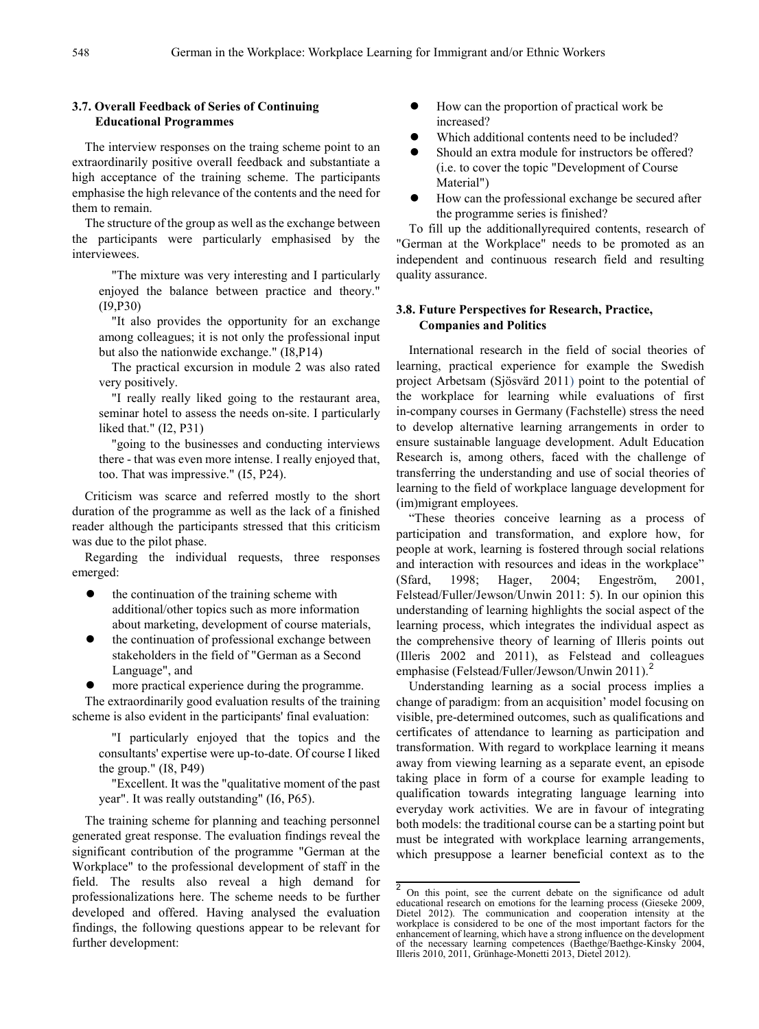### 3.7. Overall Feedback of Series of Continuing Educational Programmes

The interview responses on the traing scheme point to an extraordinarily positive overall feedback and substantiate a high acceptance of the training scheme. The participants emphasise the high relevance of the contents and the need for them to remain.

The structure of the group as well as the exchange between the participants were particularly emphasised by the interviewees.

> "The mixture was very interesting and I particularly enjoyed the balance between practice and theory." (I9,P30)
>
> "It also provides the opportunity for an exchange among colleagues; it is not only the professional input but also the nationwide exchange." (I8,P14)
>
> The practical excursion in module 2 was also rated very positively.
>
> "I really really liked going to the restaurant area, seminar hotel to assess the needs on-site. I particularly liked that." (I2, P31)
>
> "going to the businesses and conducting interviews there - that was even more intense. I really enjoyed that, too. That was impressive." (I5, P24).

Criticism was scarce and referred mostly to the short duration of the programme as well as the lack of a finished reader although the participants stressed that this criticism was due to the pilot phase.

Regarding the individual requests, three responses emerged:

- the continuation of the training scheme with additional/other topics such as more information about marketing, development of course materials,
- the continuation of professional exchange between stakeholders in the field of "German as a Second Language", and
- more practical experience during the programme.

The extraordinarily good evaluation results of the training scheme is also evident in the participants' final evaluation:

> "I particularly enjoyed that the topics and the consultants' expertise were up-to-date. Of course I liked the group." (I8, P49)
>
> "Excellent. It was the "qualitative moment of the past year". It was really outstanding" (I6, P65).

The training scheme for planning and teaching personnel generated great response. The evaluation findings reveal the significant contribution of the programme "German at the Workplace" to the professional development of staff in the field. The results also reveal a high demand for professionalizations here. The scheme needs to be further developed and offered. Having analysed the evaluation findings, the following questions appear to be relevant for further development:

- How can the proportion of practical work be increased?
- Which additional contents need to be included?
- Should an extra module for instructors be offered? (i.e. to cover the topic "Development of Course Material")
- How can the professional exchange be secured after the programme series is finished?

To fill up the additionallyrequired contents, research of "German at the Workplace" needs to be promoted as an independent and continuous research field and resulting quality assurance.

### 3.8. Future Perspectives for Research, Practice, Companies and Politics

International research in the field of social theories of learning, practical experience for example the Swedish project Arbetsam (Sjösvärd 2011) point to the potential of the workplace for learning while evaluations of first in-company courses in Germany (Fachstelle) stress the need to develop alternative learning arrangements in order to ensure sustainable language development. Adult Education Research is, among others, faced with the challenge of transferring the understanding and use of social theories of learning to the field of workplace language development for (im)migrant employees.

"These theories conceive learning as a process of participation and transformation, and explore how, for people at work, learning is fostered through social relations and interaction with resources and ideas in the workplace" (Sfard, 1998; Hager, 2004; Engeström, 2001, Felstead/Fuller/Jewson/Unwin 2011: 5). In our opinion this understanding of learning highlights the social aspect of the learning process, which integrates the individual aspect as the comprehensive theory of learning of Illeris points out (Illeris 2002 and 2011), as Felstead and colleagues emphasise (Felstead/Fuller/Jewson/Unwin 2011).[2]

Understanding learning as a social process implies a change of paradigm: from an acquisition' model focusing on visible, pre-determined outcomes, such as qualifications and certificates of attendance to learning as participation and transformation. With regard to workplace learning it means away from viewing learning as a separate event, an episode taking place in form of a course for example leading to qualification towards integrating language learning into everyday work activities. We are in favour of integrating both models: the traditional course can be a starting point but must be integrated with workplace learning arrangements, which presuppose a learner beneficial context as to the

---

[2] On this point, see the current debate on the significance od adult educational research on emotions for the learning process (Gieseke 2009, Dietel 2012). The communication and cooperation intensity at the workplace is considered to be one of the most important factors for the enhancement of learning, which have a strong influence on the development of the necessary learning competences (Baethge/Baethge-Kinsky 2004, Illeris 2010, 2011, Grünhage-Monetti 2013, Dietel 2012).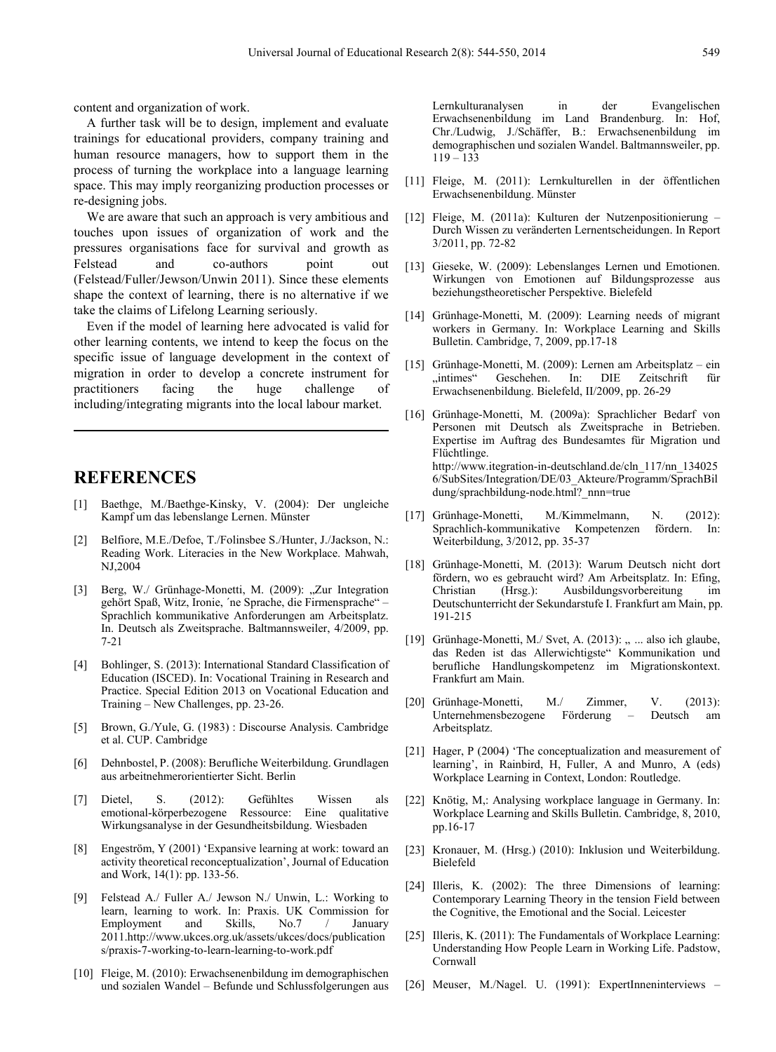content and organization of work.

A further task will be to design, implement and evaluate trainings for educational providers, company training and human resource managers, how to support them in the process of turning the workplace into a language learning space. This may imply reorganizing production processes or re-designing jobs.

We are aware that such an approach is very ambitious and touches upon issues of organization of work and the pressures organisations face for survival and growth as Felstead and co-authors point out (Felstead/Fuller/Jewson/Unwin 2011). Since these elements shape the context of learning, there is no alternative if we take the claims of Lifelong Learning seriously.

Even if the model of learning here advocated is valid for other learning contents, we intend to keep the focus on the specific issue of language development in the context of migration in order to develop a concrete instrument for practitioners facing the huge challenge of including/integrating migrants into the local labour market.

## REFERENCES

[1] Baethge, M./Baethge-Kinsky, V. (2004): Der ungleiche Kampf um das lebenslange Lernen. Münster

[2] Belfiore, M.E./Defoe, T./Folinsbee S./Hunter, J./Jackson, N.: Reading Work. Literacies in the New Workplace. Mahwah, NJ,2004

[3] Berg, W./ Grünhage-Monetti, M. (2009): „Zur Integration gehört Spaß, Witz, Ironie, ´ne Sprache, die Firmensprache" – Sprachlich kommunikative Anforderungen am Arbeitsplatz. In. Deutsch als Zweitsprache. Baltmannsweiler, 4/2009, pp. 7-21

[4] Bohlinger, S. (2013): International Standard Classification of Education (ISCED). In: Vocational Training in Research and Practice. Special Edition 2013 on Vocational Education and Training – New Challenges, pp. 23-26.

[5] Brown, G./Yule, G. (1983) : Discourse Analysis. Cambridge et al. CUP. Cambridge

[6] Dehnbostel, P. (2008): Berufliche Weiterbildung. Grundlagen aus arbeitnehmerorientierter Sicht. Berlin

[7] Dietel, S. (2012): Gefühltes Wissen als emotional-körperbezogene Ressource: Eine qualitative Wirkungsanalyse in der Gesundheitsbildung. Wiesbaden

[8] Engeström, Y (2001) 'Expansive learning at work: toward an activity theoretical reconceptualization', Journal of Education and Work, 14(1): pp. 133-56.

[9] Felstead A./ Fuller A./ Jewson N./ Unwin, L.: Working to learn, learning to work. In: Praxis. UK Commission for Employment and Skills, No.7 / January 2011.http://www.ukces.org.uk/assets/ukces/docs/publications/praxis-7-working-to-learn-learning-to-work.pdf

[10] Fleige, M. (2010): Erwachsenenbildung im demographischen und sozialen Wandel – Befunde und Schlussfolgerungen aus Lernkulturanalysen in der Evangelischen Erwachsenenbildung im Land Brandenburg. In: Hof, Chr./Ludwig, J./Schäffer, B.: Erwachsenenbildung im demographischen und sozialen Wandel. Baltmannsweiler, pp. 119 – 133

[11] Fleige, M. (2011): Lernkulturellen in der öffentlichen Erwachsenenbildung. Münster

[12] Fleige, M. (2011a): Kulturen der Nutzenpositionierung – Durch Wissen zu veränderten Lernentscheidungen. In Report 3/2011, pp. 72-82

[13] Gieseke, W. (2009): Lebenslanges Lernen und Emotionen. Wirkungen von Emotionen auf Bildungsprozesse aus beziehungstheoretischer Perspektive. Bielefeld

[14] Grünhage-Monetti, M. (2009): Learning needs of migrant workers in Germany. In: Workplace Learning and Skills Bulletin. Cambridge, 7, 2009, pp.17-18

[15] Grünhage-Monetti, M. (2009): Lernen am Arbeitsplatz – ein „intimes" Geschehen. In: DIE Zeitschrift für Erwachsenenbildung. Bielefeld, II/2009, pp. 26-29

[16] Grünhage-Monetti, M. (2009a): Sprachlicher Bedarf von Personen mit Deutsch als Zweitsprache in Betrieben. Expertise im Auftrag des Bundesamtes für Migration und Flüchtlinge. http://www.itegration-in-deutschland.de/cln_117/nn_1340256/SubSites/Integration/DE/03_Akteure/Programm/SprachBildung/sprachbildung-node.html?_nnn=true

[17] Grünhage-Monetti, M./Kimmelmann, N. (2012): Sprachlich-kommunikative Kompetenzen fördern. In: Weiterbildung, 3/2012, pp. 35-37

[18] Grünhage-Monetti, M. (2013): Warum Deutsch nicht dort fördern, wo es gebraucht wird? Am Arbeitsplatz. In: Efing, Christian (Hrsg.): Ausbildungsvorbereitung im Deutschunterricht der Sekundarstufe I. Frankfurt am Main, pp. 191-215

[19] Grünhage-Monetti, M./ Svet, A. (2013): „ ... also ich glaube, das Reden ist das Allerwichtigste" Kommunikation und berufliche Handlungskompetenz im Migrationskontext. Frankfurt am Main.

[20] Grünhage-Monetti, M./ Zimmer, V. (2013): Unternehmensbezogene Förderung – Deutsch am Arbeitsplatz.

[21] Hager, P (2004) 'The conceptualization and measurement of learning', in Rainbird, H, Fuller, A and Munro, A (eds) Workplace Learning in Context, London: Routledge.

[22] Knötig, M,: Analysing workplace language in Germany. In: Workplace Learning and Skills Bulletin. Cambridge, 8, 2010, pp.16-17

[23] Kronauer, M. (Hrsg.) (2010): Inklusion und Weiterbildung. Bielefeld

[24] Illeris, K. (2002): The three Dimensions of learning: Contemporary Learning Theory in the tension Field between the Cognitive, the Emotional and the Social. Leicester

[25] Illeris, K. (2011): The Fundamentals of Workplace Learning: Understanding How People Learn in Working Life. Padstow, Cornwall

[26] Meuser, M./Nagel. U. (1991): ExpertInneninterviews –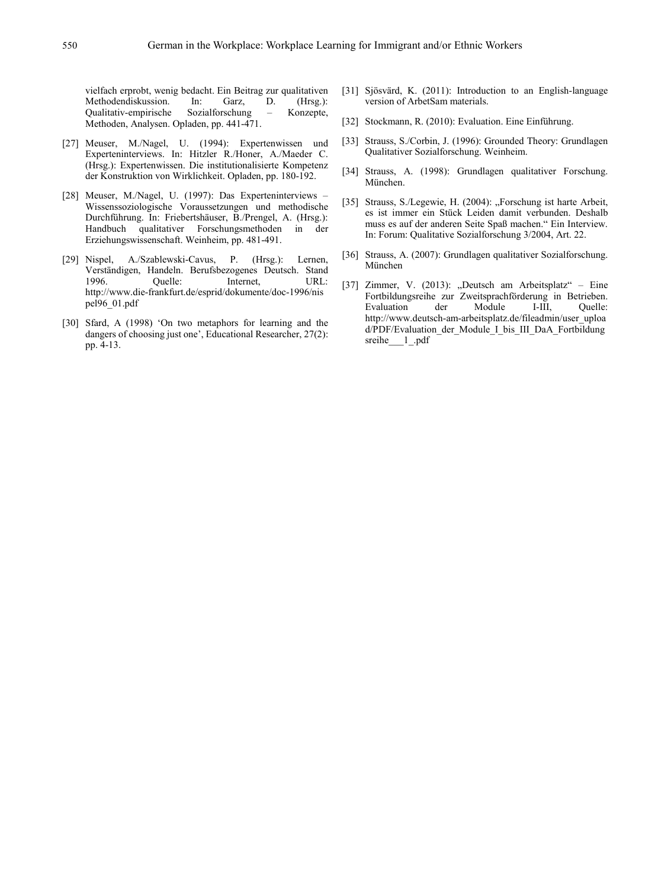vielfach erprobt, wenig bedacht. Ein Beitrag zur qualitativen Methodendiskussion. In: Garz, D. (Hrsg.): Qualitativ-empirische Sozialforschung – Konzepte, Methoden, Analysen. Opladen, pp. 441-471.

[27] Meuser, M./Nagel, U. (1994): Expertenwissen und Experteninterviews. In: Hitzler R./Honer, A./Maeder C. (Hrsg.): Expertenwissen. Die institutionalisierte Kompetenz der Konstruktion von Wirklichkeit. Opladen, pp. 180-192.

[28] Meuser, M./Nagel, U. (1997): Das Experteninterviews – Wissenssoziologische Voraussetzungen und methodische Durchführung. In: Friebertshäuser, B./Prengel, A. (Hrsg.): Handbuch qualitativer Forschungsmethoden in der Erziehungswissenschaft. Weinheim, pp. 481-491.

[29] Nispel, A./Szablewski-Cavus, P. (Hrsg.): Lernen, Verständigen, Handeln. Berufsbezogenes Deutsch. Stand 1996. Quelle: Internet, URL: http://www.die-frankfurt.de/esprid/dokumente/doc-1996/nispel96_01.pdf

[30] Sfard, A (1998) 'On two metaphors for learning and the dangers of choosing just one', Educational Researcher, 27(2): pp. 4-13.

[31] Sjösvärd, K. (2011): Introduction to an English-language version of ArbetSam materials.

[32] Stockmann, R. (2010): Evaluation. Eine Einführung.

[33] Strauss, S./Corbin, J. (1996): Grounded Theory: Grundlagen Qualitativer Sozialforschung. Weinheim.

[34] Strauss, A. (1998): Grundlagen qualitativer Forschung. München.

[35] Strauss, S./Legewie, H. (2004): „Forschung ist harte Arbeit, es ist immer ein Stück Leiden damit verbunden. Deshalb muss es auf der anderen Seite Spaß machen." Ein Interview. In: Forum: Qualitative Sozialforschung 3/2004, Art. 22.

[36] Strauss, A. (2007): Grundlagen qualitativer Sozialforschung. München

[37] Zimmer, V. (2013): „Deutsch am Arbeitsplatz" – Eine Fortbildungsreihe zur Zweitsprachförderung in Betrieben. Evaluation der Module I-III, Quelle: http://www.deutsch-am-arbeitsplatz.de/fileadmin/user_upload/PDF/Evaluation_der_Module_I_bis_III_DaA_Fortbildungsreihe___1_.pdf